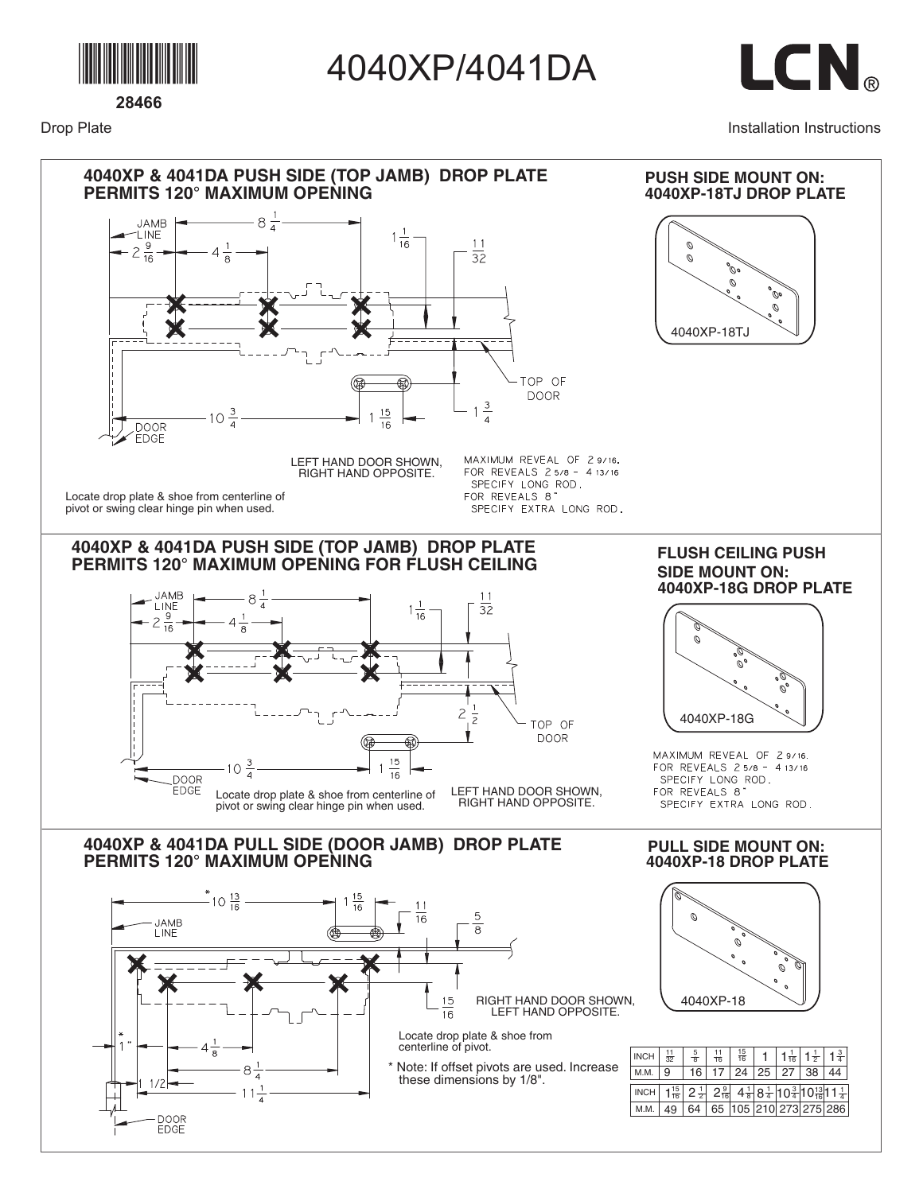# 4040XP/4041DA

28466

Drop Plate

Installation Instructions

## 4040XP & 4041DA PUSH SIDE (TOP JAMB) DROP PLATE PERMITS 120° MAXIMUM OPENING

JAMB LINE

$2\frac{9}{16}$ $4\frac{1}{8}$ $8\frac{1}{4}$ $1\frac{1}{16}$ $\frac{11}{32}$

TOP OF DOOR

$10\frac{3}{4}$ $1\frac{15}{16}$ $1\frac{3}{4}$

DOOR EDGE

LEFT HAND DOOR SHOWN, RIGHT HAND OPPOSITE.

MAXIMUM REVEAL OF 2 9/16.
FOR REVEALS 2 5/8 - 4 13/16
SPECIFY LONG ROD.
FOR REVEALS 8"
SPECIFY EXTRA LONG ROD.

Locate drop plate & shoe from centerline of pivot or swing clear hinge pin when used.

**PUSH SIDE MOUNT ON: 4040XP-18TJ DROP PLATE**

4040XP-18TJ

## 4040XP & 4041DA PUSH SIDE (TOP JAMB) DROP PLATE PERMITS 120° MAXIMUM OPENING FOR FLUSH CEILING

JAMB LINE

$2\frac{9}{16}$ $4\frac{1}{8}$ $8\frac{1}{4}$ $1\frac{1}{16}$ $\frac{11}{32}$

$2\frac{1}{2}$ TOP OF DOOR

$10\frac{3}{4}$ $1\frac{15}{16}$

DOOR EDGE

Locate drop plate & shoe from centerline of pivot or swing clear hinge pin when used.

LEFT HAND DOOR SHOWN, RIGHT HAND OPPOSITE.

**FLUSH CEILING PUSH SIDE MOUNT ON: 4040XP-18G DROP PLATE**

4040XP-18G

MAXIMUM REVEAL OF 2 9/16.
FOR REVEALS 2 5/8 - 4 13/16
SPECIFY LONG ROD.
FOR REVEALS 8"
SPECIFY EXTRA LONG ROD.

## 4040XP & 4041DA PULL SIDE (DOOR JAMB) DROP PLATE PERMITS 120° MAXIMUM OPENING

JAMB LINE

* $10\frac{13}{16}$ $1\frac{15}{16}$ $\frac{11}{16}$ $\frac{5}{8}$

$\frac{15}{16}$

RIGHT HAND DOOR SHOWN, LEFT HAND OPPOSITE.

* 1" $4\frac{1}{8}$ $8\frac{1}{4}$ 1 1/2 $11\frac{1}{4}$

DOOR EDGE

Locate drop plate & shoe from centerline of pivot.

* Note: If offset pivots are used. Increase these dimensions by 1/8".

**PULL SIDE MOUNT ON: 4040XP-18 DROP PLATE**

4040XP-18

| INCH | $\frac{11}{32}$ | $\frac{5}{8}$ | $\frac{11}{16}$ | $\frac{15}{16}$ | 1 | $1\frac{1}{16}$ | $1\frac{1}{2}$ | $1\frac{3}{4}$ |
|---|---|---|---|---|---|---|---|---|
| M.M. | 9 | 16 | 17 | 24 | 25 | 27 | 38 | 44 |
| INCH | $1\frac{15}{16}$ | $2\frac{1}{2}$ | $2\frac{9}{16}$ | $4\frac{1}{8}$ | $8\frac{1}{4}$ | $10\frac{3}{4}$ | $10\frac{13}{16}$ | $11\frac{1}{4}$ |
| M.M. | 49 | 64 | 65 | 105 | 210 | 273 | 275 | 286 |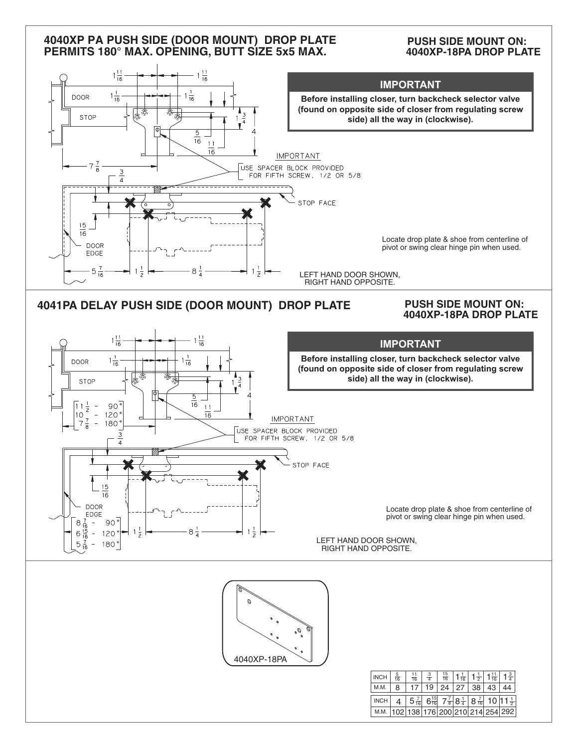## 4040XP PA PUSH SIDE (DOOR MOUNT) DROP PLATE PERMITS 180° MAX. OPENING, BUTT SIZE 5x5 MAX.

**PUSH SIDE MOUNT ON: 4040XP-18PA DROP PLATE**

### IMPORTANT

**Before installing closer, turn backcheck selector valve (found on opposite side of closer from regulating screw side) all the way in (clockwise).**

DOOR

STOP

$1\frac{11}{16}$ $1\frac{11}{16}$ $1\frac{1}{16}$ $1\frac{1}{16}$ $1\frac{3}{4}$ 4 $\frac{5}{16}$ $\frac{11}{16}$ $7\frac{7}{8}$ $\frac{3}{4}$

IMPORTANT
USE SPACER BLOCK PROVIDED FOR FIFTH SCREW. 1/2 OR 5/8

STOP FACE

$\frac{15}{16}$

DOOR EDGE

$5\frac{7}{16}$ $1\frac{1}{2}$ $8\frac{1}{4}$ $1\frac{1}{2}$

Locate drop plate & shoe from centerline of pivot or swing clear hinge pin when used.

LEFT HAND DOOR SHOWN, RIGHT HAND OPPOSITE.

## 4041PA DELAY PUSH SIDE (DOOR MOUNT) DROP PLATE

**PUSH SIDE MOUNT ON: 4040XP-18PA DROP PLATE**

### IMPORTANT

**Before installing closer, turn backcheck selector valve (found on opposite side of closer from regulating screw side) all the way in (clockwise).**

DOOR

STOP

$1\frac{11}{16}$ $1\frac{11}{16}$ $1\frac{1}{16}$ $1\frac{1}{16}$ $1\frac{3}{4}$ 4 $\frac{5}{16}$ $\frac{11}{16}$

$11\frac{1}{2}$ - 90°
10 - 120°
$7\frac{7}{8}$ - 180°

$\frac{3}{4}$

IMPORTANT
USE SPACER BLOCK PROVIDED FOR FIFTH SCREW. 1/2 OR 5/8

STOP FACE

$\frac{15}{16}$

DOOR EDGE

$8\frac{7}{16}$ - 90°
$6\frac{15}{16}$ - 120°
$5\frac{7}{16}$ - 180°

$1\frac{1}{2}$ $8\frac{1}{4}$ $1\frac{1}{2}$

Locate drop plate & shoe from centerline of pivot or swing clear hinge pin when used.

LEFT HAND DOOR SHOWN, RIGHT HAND OPPOSITE.

4040XP-18PA

| INCH | $\frac{5}{16}$ | $\frac{11}{16}$ | $\frac{3}{4}$ | $\frac{15}{16}$ | $1\frac{1}{16}$ | $1\frac{1}{2}$ | $1\frac{11}{16}$ | $1\frac{3}{4}$ |
|---|---|---|---|---|---|---|---|---|
| M.M. | 8 | 17 | 19 | 24 | 27 | 38 | 43 | 44 |

| INCH | 4 | $5\frac{7}{16}$ | $6\frac{15}{16}$ | $7\frac{7}{8}$ | $8\frac{1}{4}$ | $8\frac{7}{16}$ | 10 | $11\frac{1}{2}$ |
|---|---|---|---|---|---|---|---|---|
| M.M. | 102 | 138 | 176 | 200 | 210 | 214 | 254 | 292 |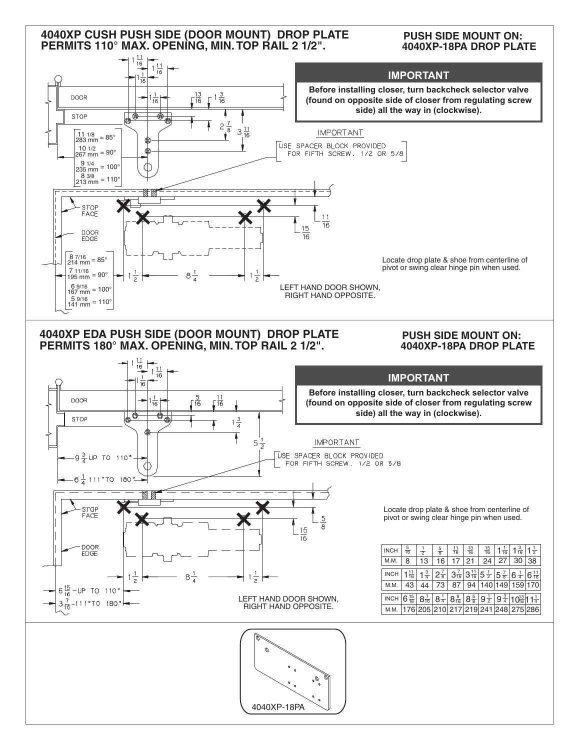## 4040XP CUSH PUSH SIDE (DOOR MOUNT) DROP PLATE PERMITS 110° MAX. OPENING, MIN. TOP RAIL 2 1/2".

**PUSH SIDE MOUNT ON: 4040XP-18PA DROP PLATE**

### IMPORTANT

**Before installing closer, turn backcheck selector valve (found on opposite side of closer from regulating screw side) all the way in (clockwise).**

IMPORTANT

USE SPACER BLOCK PROVIDED FOR FIFTH SCREW. 1/2 OR 5/8

DOOR

STOP

11 1/8 / 283 mm = 85°
10 1/2 / 267 mm = 90°
9 1/4 / 235 mm = 100°
8 3/8 / 213 mm = 110°

STOP FACE

DOOR EDGE

8 7/16 / 214 mm = 85°
7 11/16 / 195 mm = 90°
6 9/16 / 167 mm = 100°
5 9/16 / 141 mm = 110°

Locate drop plate & shoe from centerline of pivot or swing clear hinge pin when used.

LEFT HAND DOOR SHOWN, RIGHT HAND OPPOSITE.

## 4040XP EDA PUSH SIDE (DOOR MOUNT) DROP PLATE PERMITS 180° MAX. OPENING, MIN. TOP RAIL 2 1/2".

**PUSH SIDE MOUNT ON: 4040XP-18PA DROP PLATE**

### IMPORTANT

**Before installing closer, turn backcheck selector valve (found on opposite side of closer from regulating screw side) all the way in (clockwise).**

IMPORTANT

USE SPACER BLOCK PROVIDED FOR FIFTH SCREW. 1/2 OR 5/8

DOOR

STOP

9 3/4 UP TO 110°

6 1/4 111° TO 180°

STOP FACE

DOOR EDGE

6 15/16 – UP TO 110°

3 7/16 – 111° TO 180°

Locate drop plate & shoe from centerline of pivot or swing clear hinge pin when used.

LEFT HAND DOOR SHOWN, RIGHT HAND OPPOSITE.

| INCH | 5/16 | 1/2 | 5/8 | 11/16 | 13/16 | 15/16 | 1 1/16 | 1 3/16 | 1 1/2 |
|---|---|---|---|---|---|---|---|---|---|
| M.M. | 8 | 13 | 16 | 17 | 21 | 24 | 27 | 30 | 38 |
| INCH | 1 11/16 | 1 3/4 | 2 7/8 | 3 7/16 | 3 11/16 | 5 1/2 | 5 7/8 | 6 1/4 | 6 11/16 |
| M.M. | 43 | 44 | 73 | 87 | 94 | 140 | 149 | 159 | 170 |
| INCH | 6 15/16 | 8 1/16 | 8 1/4 | 8 9/16 | 8 5/8 | 9 1/2 | 9 3/4 | 10 13/16 | 11 1/4 |
| M.M. | 176 | 205 | 210 | 217 | 219 | 241 | 248 | 275 | 286 |

4040XP-18PA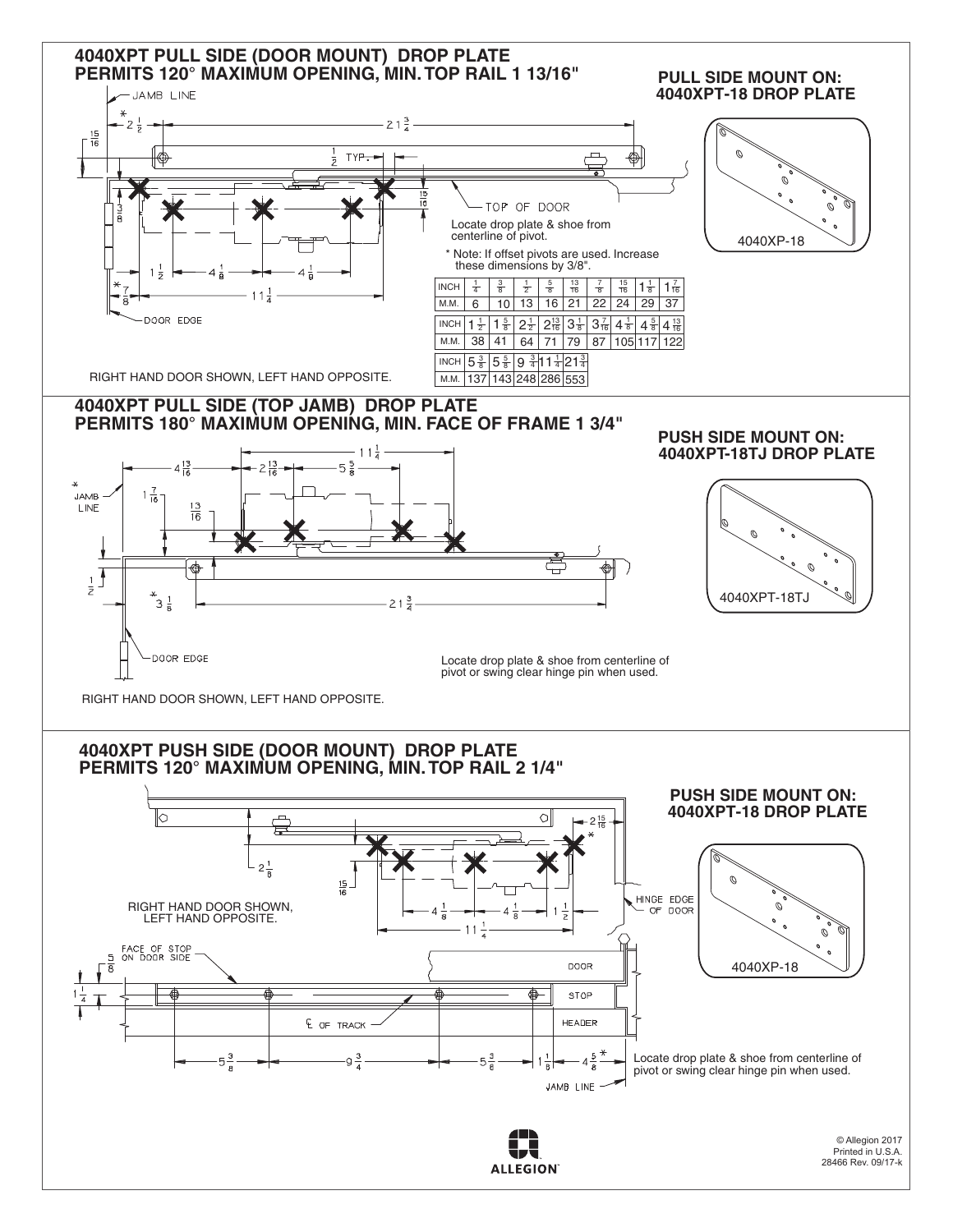## 4040XPT PULL SIDE (DOOR MOUNT) DROP PLATE
## PERMITS 120° MAXIMUM OPENING, MIN. TOP RAIL 1 13/16"

**PULL SIDE MOUNT ON: 4040XPT-18 DROP PLATE**

JAMB LINE

\* 2 1/2

21 3/4

15/16

1/2 TYP.

3/8

13/16

TOP OF DOOR

1 1/2

4 1/8

4 1/8

\* 7/8

11 1/4

DOOR EDGE

Locate drop plate & shoe from centerline of pivot.

\* Note: If offset pivots are used. Increase these dimensions by 3/8".

| INCH | 1/4 | 3/8 | 1/2 | 5/8 | 13/16 | 7/8 | 15/16 | 1 1/8 | 1 7/16 |
|---|---|---|---|---|---|---|---|---|---|
| M.M. | 6 | 10 | 13 | 16 | 21 | 22 | 24 | 29 | 37 |

| INCH | 1 1/2 | 1 5/8 | 2 1/2 | 2 13/16 | 3 1/8 | 3 7/16 | 4 1/8 | 4 5/8 | 4 13/16 |
|---|---|---|---|---|---|---|---|---|---|
| M.M. | 38 | 41 | 64 | 71 | 79 | 87 | 105 | 117 | 122 |

| INCH | 5 3/8 | 5 5/8 | 9 3/4 | 11 1/4 | 21 3/4 |
|---|---|---|---|---|---|
| M.M. | 137 | 143 | 248 | 286 | 553 |

4040XP-18

RIGHT HAND DOOR SHOWN, LEFT HAND OPPOSITE.

## 4040XPT PULL SIDE (TOP JAMB) DROP PLATE
## PERMITS 180° MAXIMUM OPENING, MIN. FACE OF FRAME 1 3/4"

**PUSH SIDE MOUNT ON: 4040XPT-18TJ DROP PLATE**

\* JAMB LINE

4 13/16

2 13/16

5 5/8

11 1/4

1 7/16

13/16

1/2

\* 3 1/8

21 3/4

DOOR EDGE

Locate drop plate & shoe from centerline of pivot or swing clear hinge pin when used.

4040XPT-18TJ

RIGHT HAND DOOR SHOWN, LEFT HAND OPPOSITE.

## 4040XPT PUSH SIDE (DOOR MOUNT) DROP PLATE
## PERMITS 120° MAXIMUM OPENING, MIN. TOP RAIL 2 1/4"

**PUSH SIDE MOUNT ON: 4040XPT-18 DROP PLATE**

2 15/16 \*

2 1/8

15/16

RIGHT HAND DOOR SHOWN, LEFT HAND OPPOSITE.

4 1/8

4 1/8

1 1/2

11 1/4

HINGE EDGE OF DOOR

FACE OF STOP ON DOOR SIDE

5/8

1 1/4

DOOR

STOP

HEADER

℄ OF TRACK

5 3/8

9 3/4

5 3/8

1 1/8

4 5/8 \*

JAMB LINE

Locate drop plate & shoe from centerline of pivot or swing clear hinge pin when used.

4040XP-18

ALLEGION

© Allegion 2017
Printed in U.S.A.
28466 Rev. 09/17-k